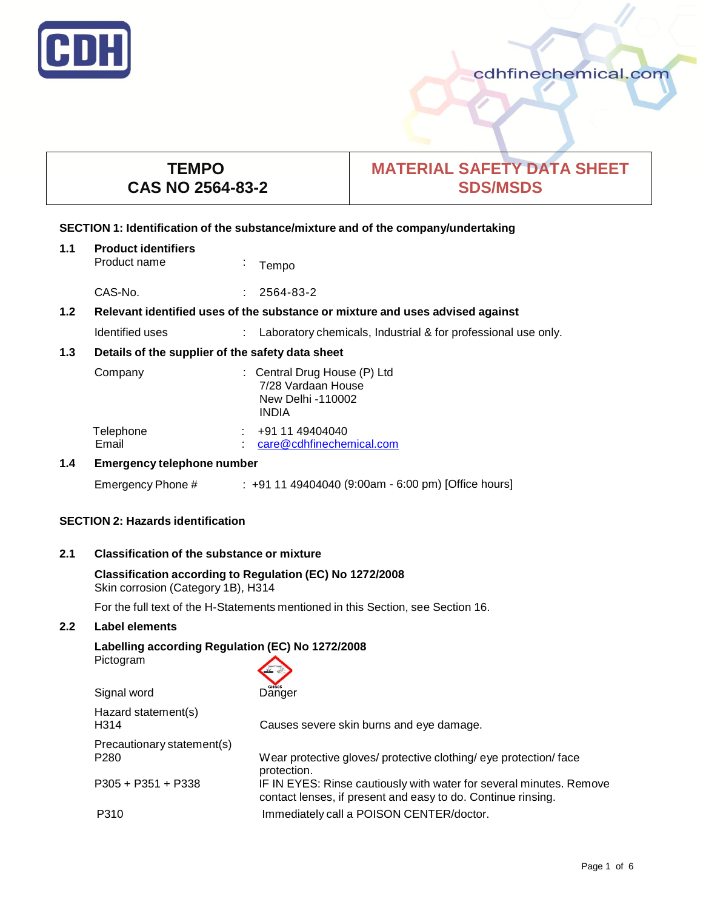| TEMPO<br>CAS NO 2564-83-2 | MATERIAL SAFETY DATA SHEET<br>SDS/MSDS |
|---|---|

## SECTION 1: Identification of the substance/mixture and of the company/undertaking

### 1.1 Product identifiers

Product name : Tempo

CAS-No. : 2564-83-2

### 1.2 Relevant identified uses of the substance or mixture and uses advised against

Identified uses : Laboratory chemicals, Industrial & for professional use only.

### 1.3 Details of the supplier of the safety data sheet

Company : Central Drug House (P) Ltd
7/28 Vardaan House
New Delhi -110002
INDIA

Telephone : +91 11 49404040
Email : care@cdhfinechemical.com

### 1.4 Emergency telephone number

Emergency Phone # : +91 11 49404040 (9:00am - 6:00 pm) [Office hours]

## SECTION 2: Hazards identification

### 2.1 Classification of the substance or mixture

**Classification according to Regulation (EC) No 1272/2008**
Skin corrosion (Category 1B), H314

For the full text of the H-Statements mentioned in this Section, see Section 16.

### 2.2 Label elements

**Labelling according Regulation (EC) No 1272/2008**
Pictogram

Signal word Danger

Hazard statement(s)
H314 Causes severe skin burns and eye damage.

Precautionary statement(s)
P280 Wear protective gloves/ protective clothing/ eye protection/ face protection.
P305 + P351 + P338 IF IN EYES: Rinse cautiously with water for several minutes. Remove contact lenses, if present and easy to do. Continue rinsing.
P310 Immediately call a POISON CENTER/doctor.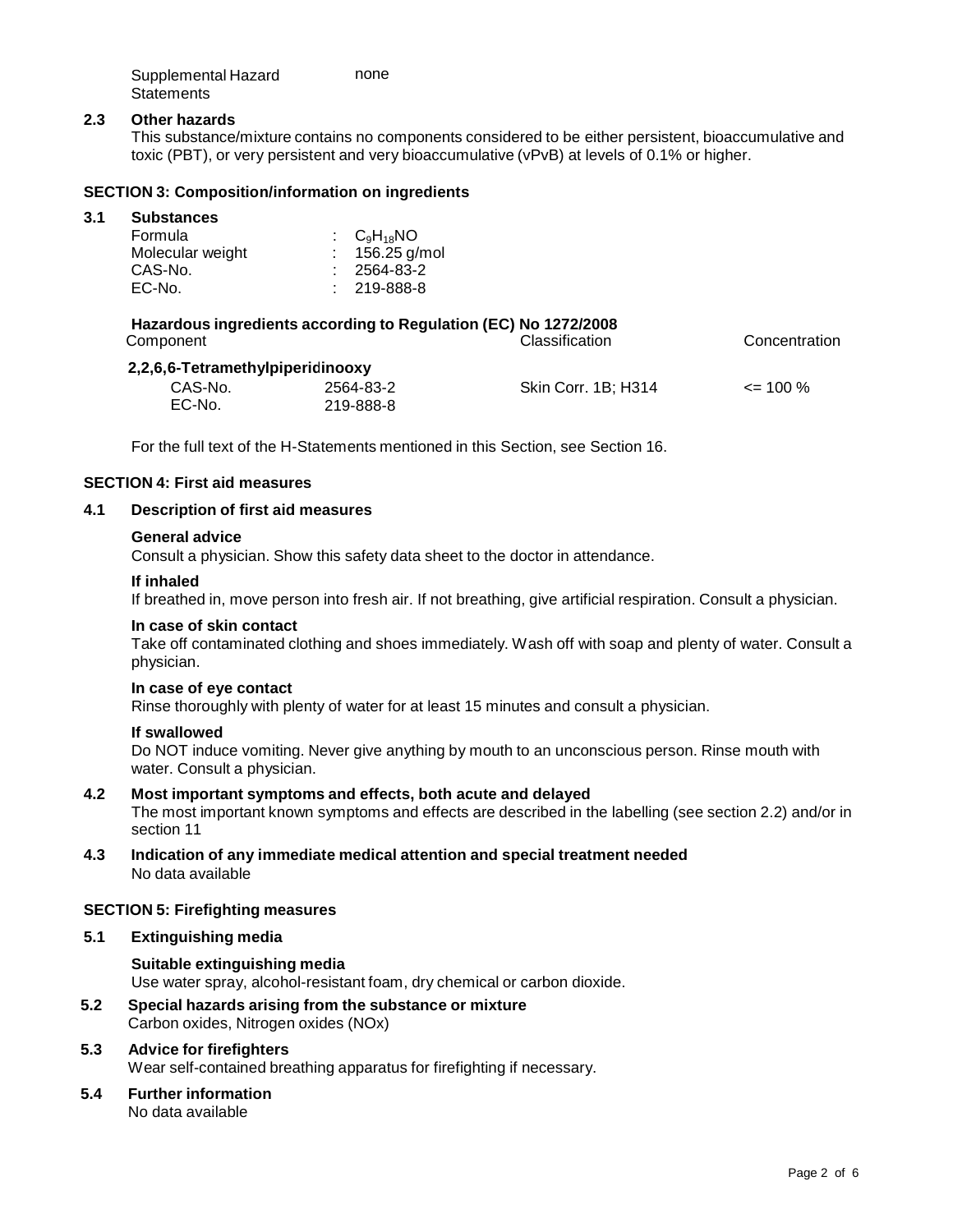Supplemental Hazard Statements: none

## 2.3 Other hazards

This substance/mixture contains no components considered to be either persistent, bioaccumulative and toxic (PBT), or very persistent and very bioaccumulative (vPvB) at levels of 0.1% or higher.

## SECTION 3: Composition/information on ingredients

### 3.1 Substances

| | |
|---|---|
| Formula | : $C_9H_{18}NO$ |
| Molecular weight | : 156.25 g/mol |
| CAS-No. | : 2564-83-2 |
| EC-No. | : 219-888-8 |

**Hazardous ingredients according to Regulation (EC) No 1272/2008**

| Component | | Classification | Concentration |
|---|---|---|---|
| **2,2,6,6-Tetramethylpiperidinooxy** | | | |
| CAS-No. | 2564-83-2 | Skin Corr. 1B; H314 | <= 100 % |
| EC-No. | 219-888-8 | | |

For the full text of the H-Statements mentioned in this Section, see Section 16.

## SECTION 4: First aid measures

### 4.1 Description of first aid measures

**General advice**

Consult a physician. Show this safety data sheet to the doctor in attendance.

**If inhaled**

If breathed in, move person into fresh air. If not breathing, give artificial respiration. Consult a physician.

**In case of skin contact**

Take off contaminated clothing and shoes immediately. Wash off with soap and plenty of water. Consult a physician.

**In case of eye contact**

Rinse thoroughly with plenty of water for at least 15 minutes and consult a physician.

**If swallowed**

Do NOT induce vomiting. Never give anything by mouth to an unconscious person. Rinse mouth with water. Consult a physician.

### 4.2 Most important symptoms and effects, both acute and delayed

The most important known symptoms and effects are described in the labelling (see section 2.2) and/or in section 11

### 4.3 Indication of any immediate medical attention and special treatment needed

No data available

## SECTION 5: Firefighting measures

### 5.1 Extinguishing media

**Suitable extinguishing media**

Use water spray, alcohol-resistant foam, dry chemical or carbon dioxide.

### 5.2 Special hazards arising from the substance or mixture

Carbon oxides, Nitrogen oxides (NOx)

### 5.3 Advice for firefighters

Wear self-contained breathing apparatus for firefighting if necessary.

### 5.4 Further information

No data available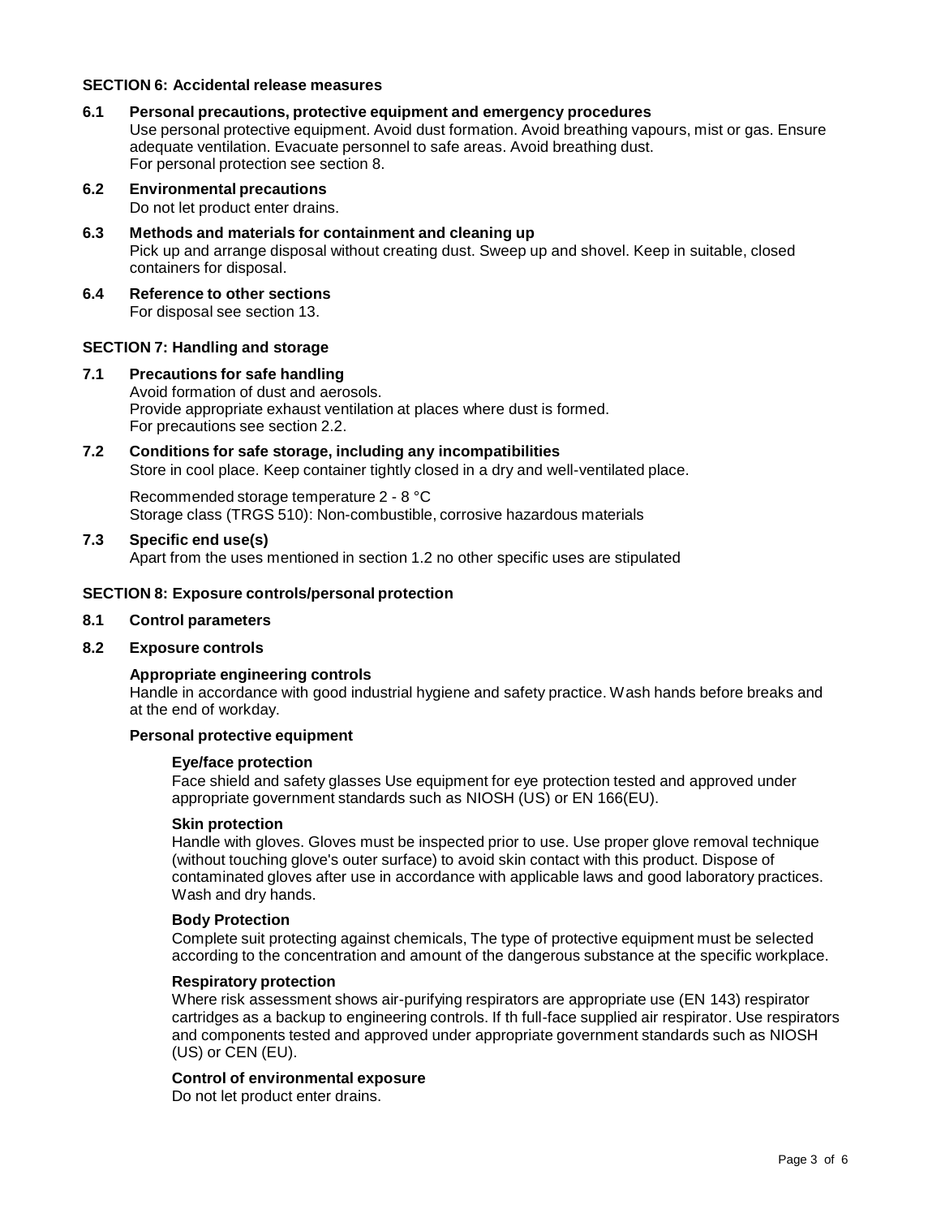## SECTION 6: Accidental release measures

### 6.1 Personal precautions, protective equipment and emergency procedures

Use personal protective equipment. Avoid dust formation. Avoid breathing vapours, mist or gas. Ensure adequate ventilation. Evacuate personnel to safe areas. Avoid breathing dust.
For personal protection see section 8.

### 6.2 Environmental precautions

Do not let product enter drains.

### 6.3 Methods and materials for containment and cleaning up

Pick up and arrange disposal without creating dust. Sweep up and shovel. Keep in suitable, closed containers for disposal.

### 6.4 Reference to other sections

For disposal see section 13.

## SECTION 7: Handling and storage

### 7.1 Precautions for safe handling

Avoid formation of dust and aerosols.
Provide appropriate exhaust ventilation at places where dust is formed.
For precautions see section 2.2.

### 7.2 Conditions for safe storage, including any incompatibilities

Store in cool place. Keep container tightly closed in a dry and well-ventilated place.

Recommended storage temperature 2 - 8 °C
Storage class (TRGS 510): Non-combustible, corrosive hazardous materials

### 7.3 Specific end use(s)

Apart from the uses mentioned in section 1.2 no other specific uses are stipulated

## SECTION 8: Exposure controls/personal protection

### 8.1 Control parameters

### 8.2 Exposure controls

**Appropriate engineering controls**

Handle in accordance with good industrial hygiene and safety practice. Wash hands before breaks and at the end of workday.

**Personal protective equipment**

**Eye/face protection**

Face shield and safety glasses Use equipment for eye protection tested and approved under appropriate government standards such as NIOSH (US) or EN 166(EU).

**Skin protection**

Handle with gloves. Gloves must be inspected prior to use. Use proper glove removal technique (without touching glove's outer surface) to avoid skin contact with this product. Dispose of contaminated gloves after use in accordance with applicable laws and good laboratory practices. Wash and dry hands.

**Body Protection**

Complete suit protecting against chemicals, The type of protective equipment must be selected according to the concentration and amount of the dangerous substance at the specific workplace.

**Respiratory protection**

Where risk assessment shows air-purifying respirators are appropriate use (EN 143) respirator cartridges as a backup to engineering controls. If th full-face supplied air respirator. Use respirators and components tested and approved under appropriate government standards such as NIOSH (US) or CEN (EU).

**Control of environmental exposure**

Do not let product enter drains.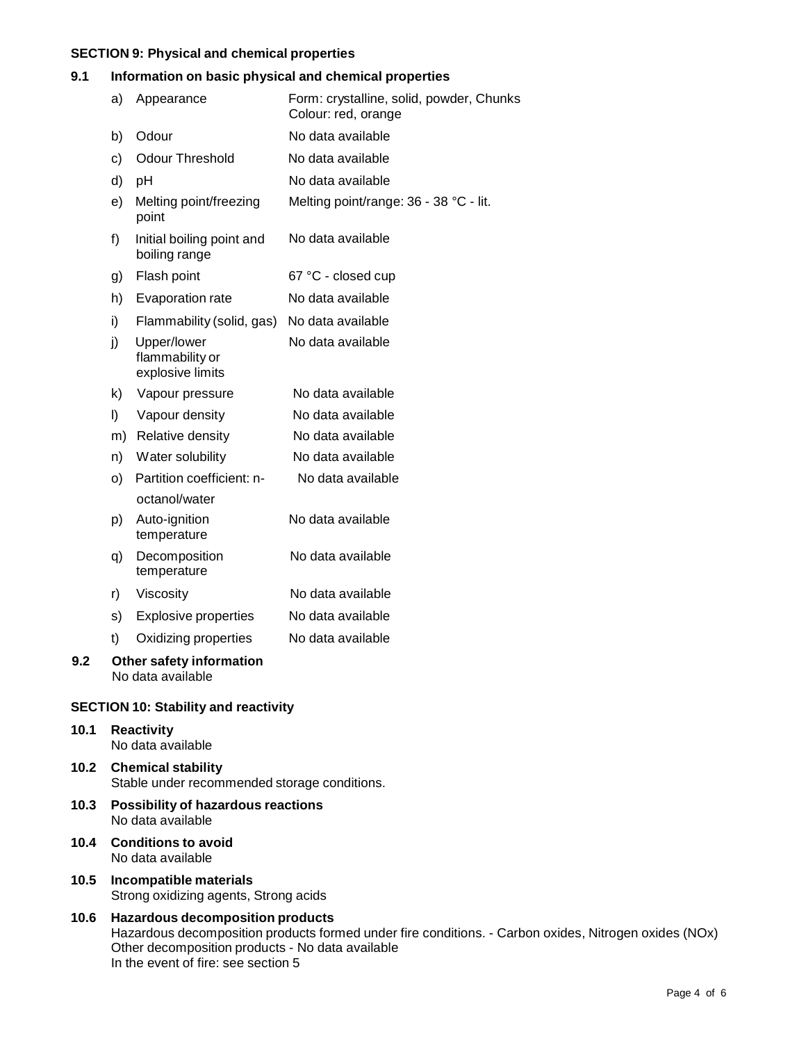## SECTION 9: Physical and chemical properties

### 9.1 Information on basic physical and chemical properties

| | | |
|---|---|---|
| a) | Appearance | Form: crystalline, solid, powder, Chunks<br>Colour: red, orange |
| b) | Odour | No data available |
| c) | Odour Threshold | No data available |
| d) | pH | No data available |
| e) | Melting point/freezing point | Melting point/range: 36 - 38 °C - lit. |
| f) | Initial boiling point and boiling range | No data available |
| g) | Flash point | 67 °C - closed cup |
| h) | Evaporation rate | No data available |
| i) | Flammability (solid, gas) | No data available |
| j) | Upper/lower flammability or explosive limits | No data available |
| k) | Vapour pressure | No data available |
| l) | Vapour density | No data available |
| m) | Relative density | No data available |
| n) | Water solubility | No data available |
| o) | Partition coefficient: n-octanol/water | No data available |
| p) | Auto-ignition temperature | No data available |
| q) | Decomposition temperature | No data available |
| r) | Viscosity | No data available |
| s) | Explosive properties | No data available |
| t) | Oxidizing properties | No data available |

### 9.2 Other safety information

No data available

## SECTION 10: Stability and reactivity

### 10.1 Reactivity

No data available

### 10.2 Chemical stability

Stable under recommended storage conditions.

### 10.3 Possibility of hazardous reactions

No data available

### 10.4 Conditions to avoid

No data available

### 10.5 Incompatible materials

Strong oxidizing agents, Strong acids

### 10.6 Hazardous decomposition products

Hazardous decomposition products formed under fire conditions. - Carbon oxides, Nitrogen oxides (NOx)
Other decomposition products - No data available
In the event of fire: see section 5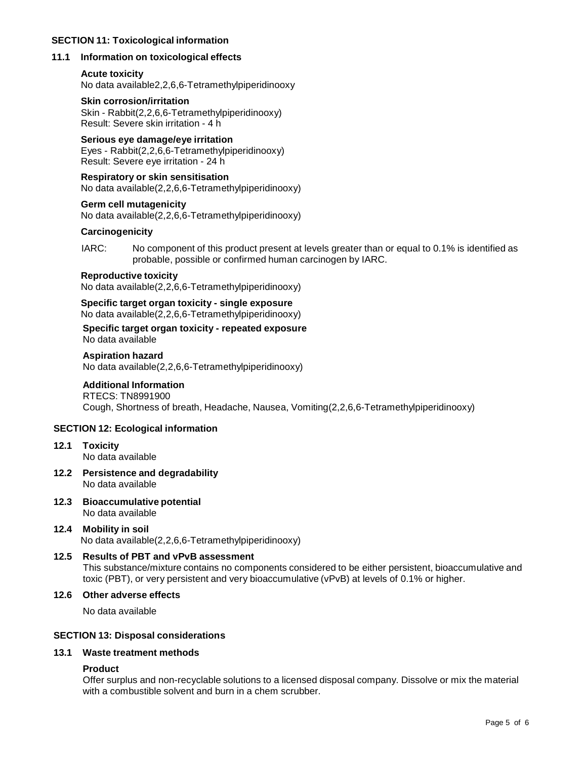## SECTION 11: Toxicological information

### 11.1 Information on toxicological effects

**Acute toxicity**
No data available2,2,6,6-Tetramethylpiperidinooxy

**Skin corrosion/irritation**
Skin - Rabbit(2,2,6,6-Tetramethylpiperidinooxy)
Result: Severe skin irritation - 4 h

**Serious eye damage/eye irritation**
Eyes - Rabbit(2,2,6,6-Tetramethylpiperidinooxy)
Result: Severe eye irritation - 24 h

**Respiratory or skin sensitisation**
No data available(2,2,6,6-Tetramethylpiperidinooxy)

**Germ cell mutagenicity**
No data available(2,2,6,6-Tetramethylpiperidinooxy)

**Carcinogenicity**

IARC: No component of this product present at levels greater than or equal to 0.1% is identified as probable, possible or confirmed human carcinogen by IARC.

**Reproductive toxicity**
No data available(2,2,6,6-Tetramethylpiperidinooxy)

**Specific target organ toxicity - single exposure**
No data available(2,2,6,6-Tetramethylpiperidinooxy)

**Specific target organ toxicity - repeated exposure**
No data available

**Aspiration hazard**
No data available(2,2,6,6-Tetramethylpiperidinooxy)

**Additional Information**
RTECS: TN8991900
Cough, Shortness of breath, Headache, Nausea, Vomiting(2,2,6,6-Tetramethylpiperidinooxy)

## SECTION 12: Ecological information

### 12.1 Toxicity
No data available

### 12.2 Persistence and degradability
No data available

### 12.3 Bioaccumulative potential
No data available

### 12.4 Mobility in soil
No data available(2,2,6,6-Tetramethylpiperidinooxy)

### 12.5 Results of PBT and vPvB assessment
This substance/mixture contains no components considered to be either persistent, bioaccumulative and toxic (PBT), or very persistent and very bioaccumulative (vPvB) at levels of 0.1% or higher.

### 12.6 Other adverse effects

No data available

## SECTION 13: Disposal considerations

### 13.1 Waste treatment methods

**Product**
Offer surplus and non-recyclable solutions to a licensed disposal company. Dissolve or mix the material with a combustible solvent and burn in a chem scrubber.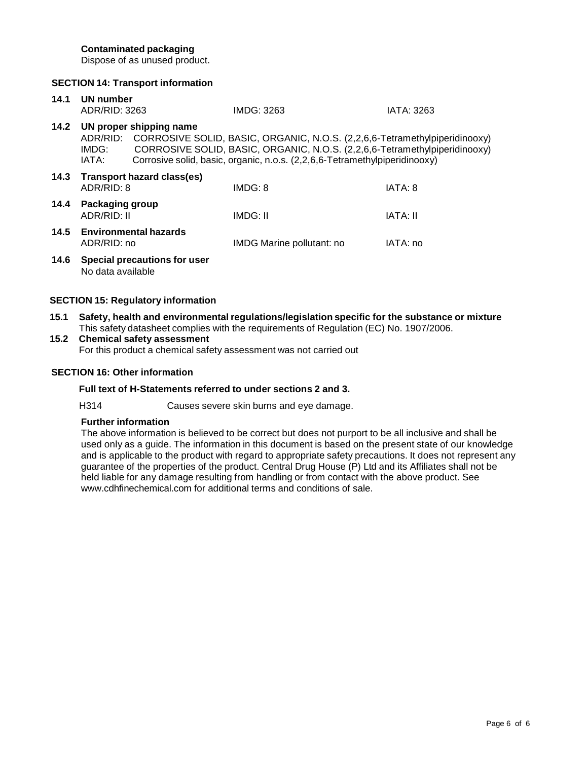**Contaminated packaging**

Dispose of as unused product.

## SECTION 14: Transport information

**14.1 UN number**

| | | |
|---|---|---|
| ADR/RID: 3263 | IMDG: 3263 | IATA: 3263 |

**14.2 UN proper shipping name**

ADR/RID: CORROSIVE SOLID, BASIC, ORGANIC, N.O.S. (2,2,6,6-Tetramethylpiperidinooxy)
IMDG: CORROSIVE SOLID, BASIC, ORGANIC, N.O.S. (2,2,6,6-Tetramethylpiperidinooxy)
IATA: Corrosive solid, basic, organic, n.o.s. (2,2,6,6-Tetramethylpiperidinooxy)

**14.3 Transport hazard class(es)**

| | | |
|---|---|---|
| ADR/RID: 8 | IMDG: 8 | IATA: 8 |

**14.4 Packaging group**

| | | |
|---|---|---|
| ADR/RID: II | IMDG: II | IATA: II |

**14.5 Environmental hazards**

| | | |
|---|---|---|
| ADR/RID: no | IMDG Marine pollutant: no | IATA: no |

**14.6 Special precautions for user**

No data available

## SECTION 15: Regulatory information

**15.1 Safety, health and environmental regulations/legislation specific for the substance or mixture**

This safety datasheet complies with the requirements of Regulation (EC) No. 1907/2006.

**15.2 Chemical safety assessment**

For this product a chemical safety assessment was not carried out

## SECTION 16: Other information

**Full text of H-Statements referred to under sections 2 and 3.**

H314 Causes severe skin burns and eye damage.

**Further information**

The above information is believed to be correct but does not purport to be all inclusive and shall be used only as a guide. The information in this document is based on the present state of our knowledge and is applicable to the product with regard to appropriate safety precautions. It does not represent any guarantee of the properties of the product. Central Drug House (P) Ltd and its Affiliates shall not be held liable for any damage resulting from handling or from contact with the above product. See www.cdhfinechemical.com for additional terms and conditions of sale.